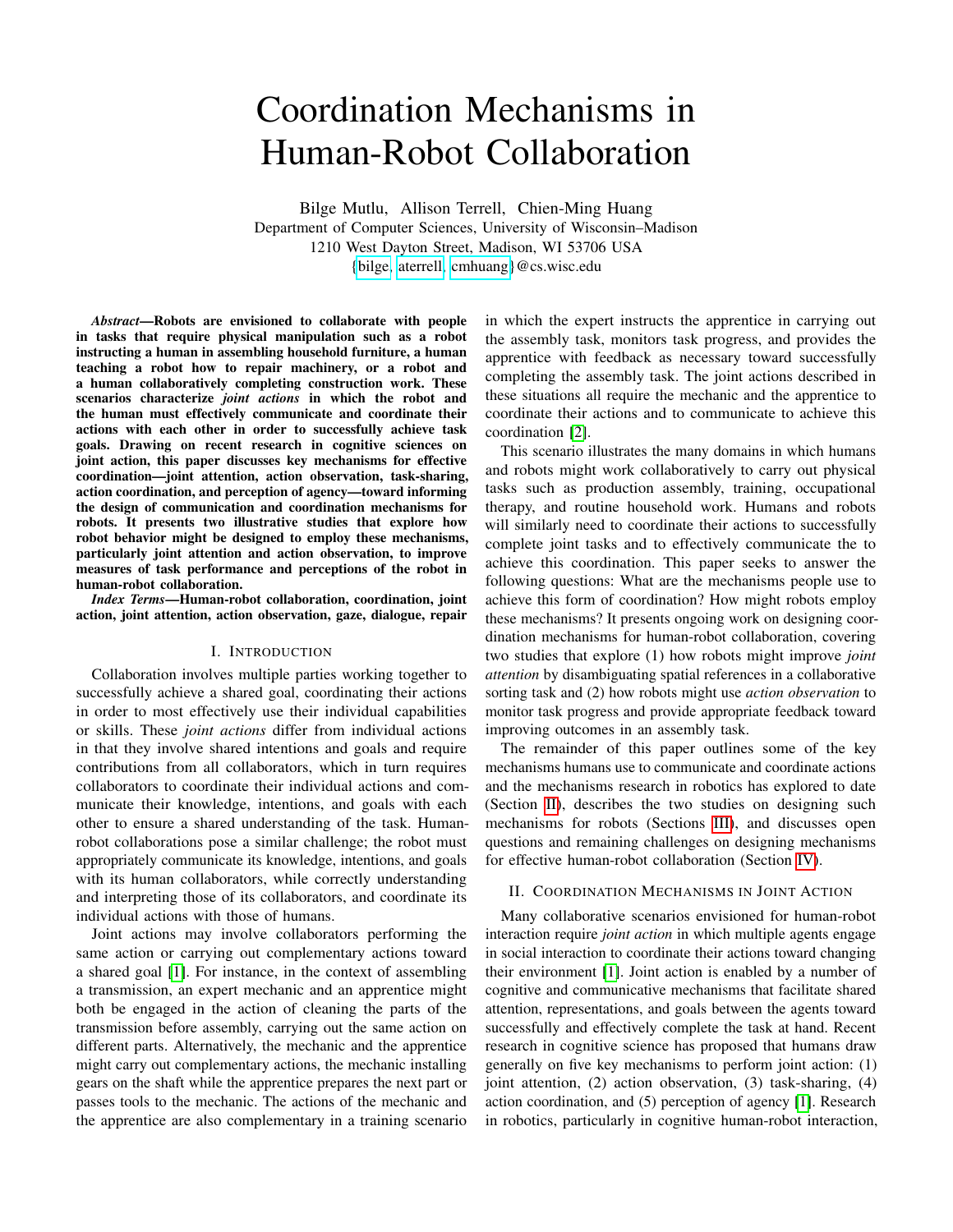# Coordination Mechanisms in Human-Robot Collaboration

Bilge Mutlu, Allison Terrell, Chien-Ming Huang
Department of Computer Sciences, University of Wisconsin–Madison
1210 West Dayton Street, Madison, WI 53706 USA
{bilge, aterrell, cmhuang}@cs.wisc.edu

***Abstract*—Robots are envisioned to collaborate with people in tasks that require physical manipulation such as a robot instructing a human in assembling household furniture, a human teaching a robot how to repair machinery, or a robot and a human collaboratively completing construction work. These scenarios characterize *joint actions* in which the robot and the human must effectively communicate and coordinate their actions with each other in order to successfully achieve task goals. Drawing on recent research in cognitive sciences on joint action, this paper discusses key mechanisms for effective coordination—joint attention, action observation, task-sharing, action coordination, and perception of agency—toward informing the design of communication and coordination mechanisms for robots. It presents two illustrative studies that explore how robot behavior might be designed to employ these mechanisms, particularly joint attention and action observation, to improve measures of task performance and perceptions of the robot in human-robot collaboration.**

***Index Terms*—Human-robot collaboration, coordination, joint action, joint attention, action observation, gaze, dialogue, repair**

## I. Introduction

Collaboration involves multiple parties working together to successfully achieve a shared goal, coordinating their actions in order to most effectively use their individual capabilities or skills. These *joint actions* differ from individual actions in that they involve shared intentions and goals and require contributions from all collaborators, which in turn requires collaborators to coordinate their individual actions and communicate their knowledge, intentions, and goals with each other to ensure a shared understanding of the task. Human-robot collaborations pose a similar challenge; the robot must appropriately communicate its knowledge, intentions, and goals with its human collaborators, while correctly understanding and interpreting those of its collaborators, and coordinate its individual actions with those of humans.

Joint actions may involve collaborators performing the same action or carrying out complementary actions toward a shared goal [1]. For instance, in the context of assembling a transmission, an expert mechanic and an apprentice might both be engaged in the action of cleaning the parts of the transmission before assembly, carrying out the same action on different parts. Alternatively, the mechanic and the apprentice might carry out complementary actions, the mechanic installing gears on the shaft while the apprentice prepares the next part or passes tools to the mechanic. The actions of the mechanic and the apprentice are also complementary in a training scenario in which the expert instructs the apprentice in carrying out the assembly task, monitors task progress, and provides the apprentice with feedback as necessary toward successfully completing the assembly task. The joint actions described in these situations all require the mechanic and the apprentice to coordinate their actions and to communicate to achieve this coordination [2].

This scenario illustrates the many domains in which humans and robots might work collaboratively to carry out physical tasks such as production assembly, training, occupational therapy, and routine household work. Humans and robots will similarly need to coordinate their actions to successfully complete joint tasks and to effectively communicate the to achieve this coordination. This paper seeks to answer the following questions: What are the mechanisms people use to achieve this form of coordination? How might robots employ these mechanisms? It presents ongoing work on designing coordination mechanisms for human-robot collaboration, covering two studies that explore (1) how robots might improve *joint attention* by disambiguating spatial references in a collaborative sorting task and (2) how robots might use *action observation* to monitor task progress and provide appropriate feedback toward improving outcomes in an assembly task.

The remainder of this paper outlines some of the key mechanisms humans use to communicate and coordinate actions and the mechanisms research in robotics has explored to date (Section II), describes the two studies on designing such mechanisms for robots (Sections III), and discusses open questions and remaining challenges on designing mechanisms for effective human-robot collaboration (Section IV).

## II. Coordination Mechanisms in Joint Action

Many collaborative scenarios envisioned for human-robot interaction require *joint action* in which multiple agents engage in social interaction to coordinate their actions toward changing their environment [1]. Joint action is enabled by a number of cognitive and communicative mechanisms that facilitate shared attention, representations, and goals between the agents toward successfully and effectively complete the task at hand. Recent research in cognitive science has proposed that humans draw generally on five key mechanisms to perform joint action: (1) joint attention, (2) action observation, (3) task-sharing, (4) action coordination, and (5) perception of agency [1]. Research in robotics, particularly in cognitive human-robot interaction,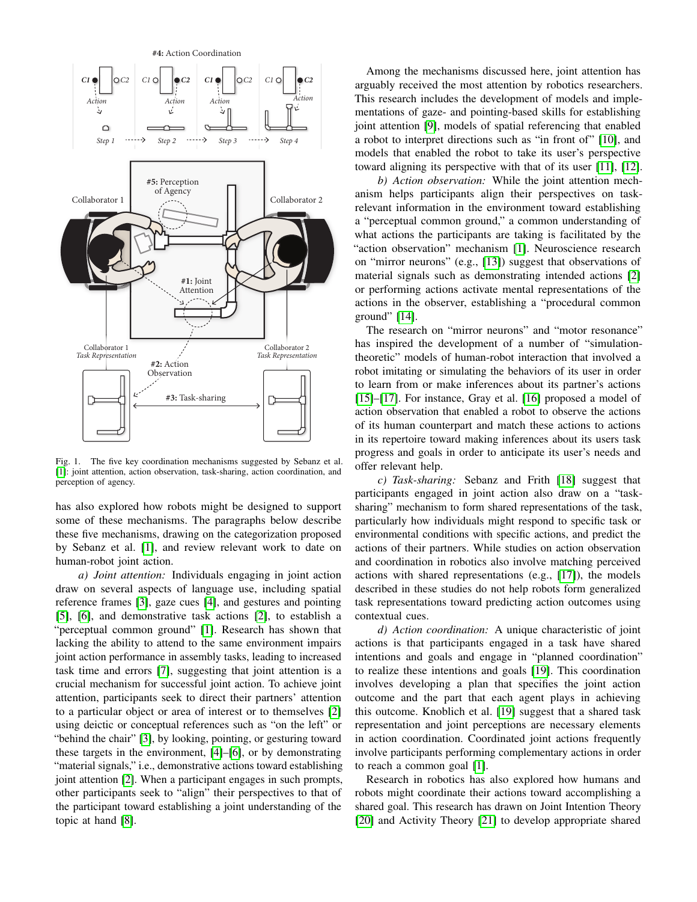Fig. 1. The five key coordination mechanisms suggested by Sebanz et al. [1]: joint attention, action observation, task-sharing, action coordination, and perception of agency.

has also explored how robots might be designed to support some of these mechanisms. The paragraphs below describe these five mechanisms, drawing on the categorization proposed by Sebanz et al. [1], and review relevant work to date on human-robot joint action.

*a) Joint attention:* Individuals engaging in joint action draw on several aspects of language use, including spatial reference frames [3], gaze cues [4], and gestures and pointing [5], [6], and demonstrative task actions [2], to establish a "perceptual common ground" [1]. Research has shown that lacking the ability to attend to the same environment impairs joint action performance in assembly tasks, leading to increased task time and errors [7], suggesting that joint attention is a crucial mechanism for successful joint action. To achieve joint attention, participants seek to direct their partners' attention to a particular object or area of interest or to themselves [2] using deictic or conceptual references such as "on the left" or "behind the chair" [3], by looking, pointing, or gesturing toward these targets in the environment, [4]–[6], or by demonstrating "material signals," i.e., demonstrative actions toward establishing joint attention [2]. When a participant engages in such prompts, other participants seek to "align" their perspectives to that of the participant toward establishing a joint understanding of the topic at hand [8].

Among the mechanisms discussed here, joint attention has arguably received the most attention by robotics researchers. This research includes the development of models and implementations of gaze- and pointing-based skills for establishing joint attention [9], models of spatial referencing that enabled a robot to interpret directions such as "in front of" [10], and models that enabled the robot to take its user's perspective toward aligning its perspective with that of its user [11], [12].

*b) Action observation:* While the joint attention mechanism helps participants align their perspectives on task-relevant information in the environment toward establishing a "perceptual common ground," a common understanding of what actions the participants are taking is facilitated by the "action observation" mechanism [1]. Neuroscience research on "mirror neurons" (e.g., [13]) suggest that observations of material signals such as demonstrating intended actions [2] or performing actions activate mental representations of the actions in the observer, establishing a "procedural common ground" [14].

The research on "mirror neurons" and "motor resonance" has inspired the development of a number of "simulation-theoretic" models of human-robot interaction that involved a robot imitating or simulating the behaviors of its user in order to learn from or make inferences about its partner's actions [15]–[17]. For instance, Gray et al. [16] proposed a model of action observation that enabled a robot to observe the actions of its human counterpart and match these actions to actions in its repertoire toward making inferences about its users task progress and goals in order to anticipate its user's needs and offer relevant help.

*c) Task-sharing:* Sebanz and Frith [18] suggest that participants engaged in joint action also draw on a "task-sharing" mechanism to form shared representations of the task, particularly how individuals might respond to specific task or environmental conditions with specific actions, and predict the actions of their partners. While studies on action observation and coordination in robotics also involve matching perceived actions with shared representations (e.g., [17]), the models described in these studies do not help robots form generalized task representations toward predicting action outcomes using contextual cues.

*d) Action coordination:* A unique characteristic of joint actions is that participants engaged in a task have shared intentions and goals and engage in "planned coordination" to realize these intentions and goals [19]. This coordination involves developing a plan that specifies the joint action outcome and the part that each agent plays in achieving this outcome. Knoblich et al. [19] suggest that a shared task representation and joint perceptions are necessary elements in action coordination. Coordinated joint actions frequently involve participants performing complementary actions in order to reach a common goal [1].

Research in robotics has also explored how humans and robots might coordinate their actions toward accomplishing a shared goal. This research has drawn on Joint Intention Theory [20] and Activity Theory [21] to develop appropriate shared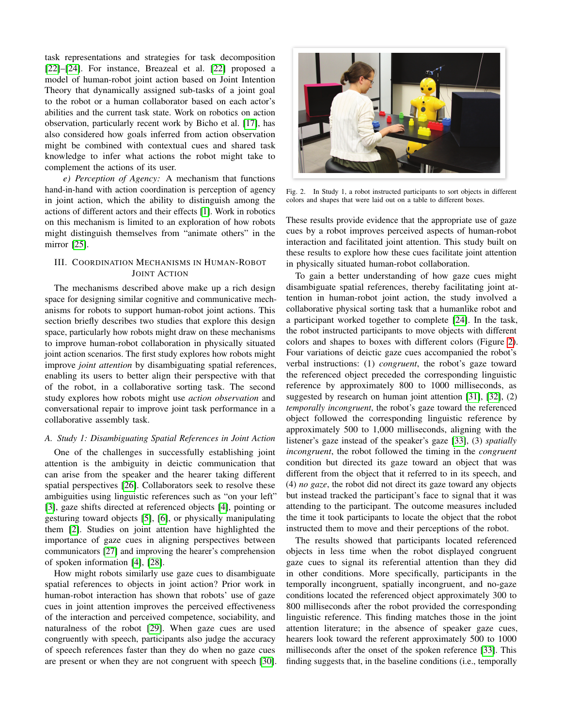task representations and strategies for task decomposition [22]–[24]. For instance, Breazeal et al. [22] proposed a model of human-robot joint action based on Joint Intention Theory that dynamically assigned sub-tasks of a joint goal to the robot or a human collaborator based on each actor's abilities and the current task state. Work on robotics on action observation, particularly recent work by Bicho et al. [17], has also considered how goals inferred from action observation might be combined with contextual cues and shared task knowledge to infer what actions the robot might take to complement the actions of its user.

*e) Perception of Agency:* A mechanism that functions hand-in-hand with action coordination is perception of agency in joint action, which the ability to distinguish among the actions of different actors and their effects [1]. Work in robotics on this mechanism is limited to an exploration of how robots might distinguish themselves from "animate others" in the mirror [25].

## III. Coordination Mechanisms in Human-Robot Joint Action

The mechanisms described above make up a rich design space for designing similar cognitive and communicative mechanisms for robots to support human-robot joint actions. This section briefly describes two studies that explore this design space, particularly how robots might draw on these mechanisms to improve human-robot collaboration in physically situated joint action scenarios. The first study explores how robots might improve *joint attention* by disambiguating spatial references, enabling its users to better align their perspective with that of the robot, in a collaborative sorting task. The second study explores how robots might use *action observation* and conversational repair to improve joint task performance in a collaborative assembly task.

### A. Study 1: Disambiguating Spatial References in Joint Action

One of the challenges in successfully establishing joint attention is the ambiguity in deictic communication that can arise from the speaker and the hearer taking different spatial perspectives [26]. Collaborators seek to resolve these ambiguities using linguistic references such as "on your left" [3], gaze shifts directed at referenced objects [4], pointing or gesturing toward objects [5], [6], or physically manipulating them [2]. Studies on joint attention have highlighted the importance of gaze cues in aligning perspectives between communicators [27] and improving the hearer's comprehension of spoken information [4], [28].

How might robots similarly use gaze cues to disambiguate spatial references to objects in joint action? Prior work in human-robot interaction has shown that robots' use of gaze cues in joint attention improves the perceived effectiveness of the interaction and perceived competence, sociability, and naturalness of the robot [29]. When gaze cues are used congruently with speech, participants also judge the accuracy of speech references faster than they do when no gaze cues are present or when they are not congruent with speech [30].

Fig. 2. In Study 1, a robot instructed participants to sort objects in different colors and shapes that were laid out on a table to different boxes.

These results provide evidence that the appropriate use of gaze cues by a robot improves perceived aspects of human-robot interaction and facilitated joint attention. This study built on these results to explore how these cues facilitate joint attention in physically situated human-robot collaboration.

To gain a better understanding of how gaze cues might disambiguate spatial references, thereby facilitating joint attention in human-robot joint action, the study involved a collaborative physical sorting task that a humanlike robot and a participant worked together to complete [24]. In the task, the robot instructed participants to move objects with different colors and shapes to boxes with different colors (Figure 2). Four variations of deictic gaze cues accompanied the robot's verbal instructions: (1) *congruent*, the robot's gaze toward the referenced object preceded the corresponding linguistic reference by approximately 800 to 1000 milliseconds, as suggested by research on human joint attention [31], [32], (2) *temporally incongruent*, the robot's gaze toward the referenced object followed the corresponding linguistic reference by approximately 500 to 1,000 milliseconds, aligning with the listener's gaze instead of the speaker's gaze [33], (3) *spatially incongruent*, the robot followed the timing in the *congruent* condition but directed its gaze toward an object that was different from the object that it referred to in its speech, and (4) *no gaze*, the robot did not direct its gaze toward any objects but instead tracked the participant's face to signal that it was attending to the participant. The outcome measures included the time it took participants to locate the object that the robot instructed them to move and their perceptions of the robot.

The results showed that participants located referenced objects in less time when the robot displayed congruent gaze cues to signal its referential attention than they did in other conditions. More specifically, participants in the temporally incongruent, spatially incongruent, and no-gaze conditions located the referenced object approximately 300 to 800 milliseconds after the robot provided the corresponding linguistic reference. This finding matches those in the joint attention literature; in the absence of speaker gaze cues, hearers look toward the referent approximately 500 to 1000 milliseconds after the onset of the spoken reference [33]. This finding suggests that, in the baseline conditions (i.e., temporally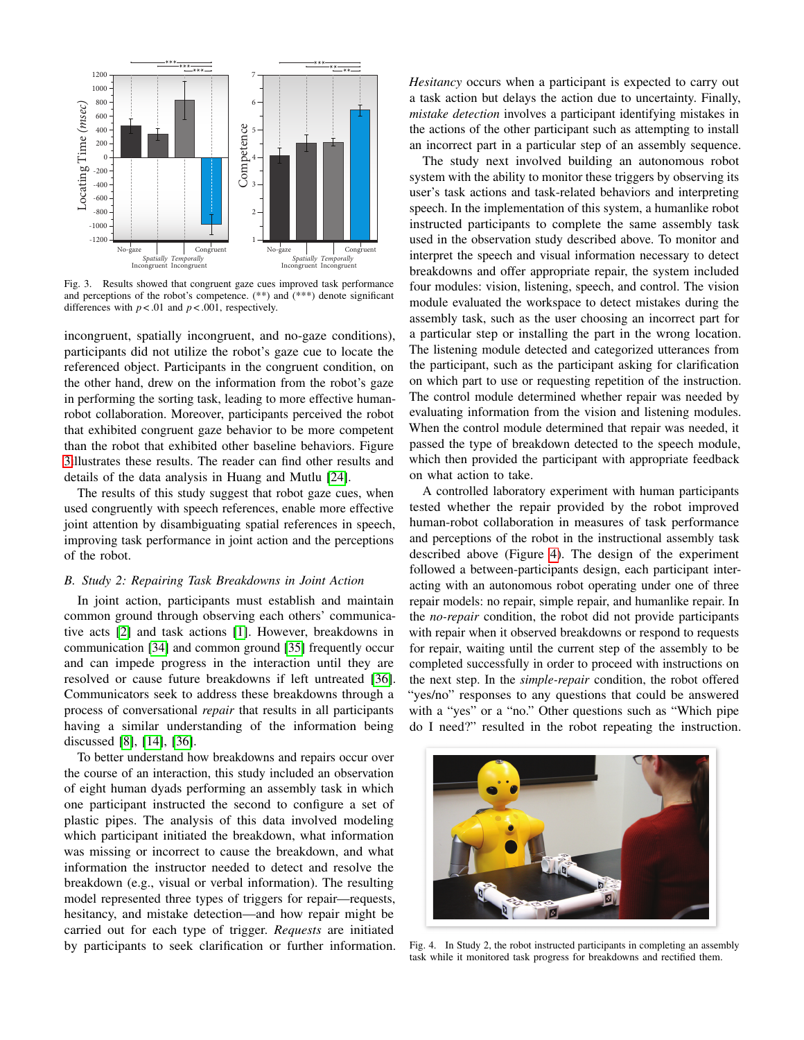Fig. 3. Results showed that congruent gaze cues improved task performance and perceptions of the robot's competence. (**) and (***) denote significant differences with $p < .01$ and $p < .001$, respectively.

incongruent, spatially incongruent, and no-gaze conditions), participants did not utilize the robot's gaze cue to locate the referenced object. Participants in the congruent condition, on the other hand, drew on the information from the robot's gaze in performing the sorting task, leading to more effective human-robot collaboration. Moreover, participants perceived the robot that exhibited congruent gaze behavior to be more competent than the robot that exhibited other baseline behaviors. Figure 3 illustrates these results. The reader can find other results and details of the data analysis in Huang and Mutlu [24].

The results of this study suggest that robot gaze cues, when used congruently with speech references, enable more effective joint attention by disambiguating spatial references in speech, improving task performance in joint action and the perceptions of the robot.

### B. Study 2: Repairing Task Breakdowns in Joint Action

In joint action, participants must establish and maintain common ground through observing each others' communicative acts [2] and task actions [1]. However, breakdowns in communication [34] and common ground [35] frequently occur and can impede progress in the interaction until they are resolved or cause future breakdowns if left untreated [36]. Communicators seek to address these breakdowns through a process of conversational *repair* that results in all participants having a similar understanding of the information being discussed [8], [14], [36].

To better understand how breakdowns and repairs occur over the course of an interaction, this study included an observation of eight human dyads performing an assembly task in which one participant instructed the second to configure a set of plastic pipes. The analysis of this data involved modeling which participant initiated the breakdown, what information was missing or incorrect to cause the breakdown, and what information the instructor needed to detect and resolve the breakdown (e.g., visual or verbal information). The resulting model represented three types of triggers for repair—requests, hesitancy, and mistake detection—and how repair might be carried out for each type of trigger. *Requests* are initiated by participants to seek clarification or further information. *Hesitancy* occurs when a participant is expected to carry out a task action but delays the action due to uncertainty. Finally, *mistake detection* involves a participant identifying mistakes in the actions of the other participant such as attempting to install an incorrect part in a particular step of an assembly sequence.

The study next involved building an autonomous robot system with the ability to monitor these triggers by observing its user's task actions and task-related behaviors and interpreting speech. In the implementation of this system, a humanlike robot instructed participants to complete the same assembly task used in the observation study described above. To monitor and interpret the speech and visual information necessary to detect breakdowns and offer appropriate repair, the system included four modules: vision, listening, speech, and control. The vision module evaluated the workspace to detect mistakes during the assembly task, such as the user choosing an incorrect part for a particular step or installing the part in the wrong location. The listening module detected and categorized utterances from the participant, such as the participant asking for clarification on which part to use or requesting repetition of the instruction. The control module determined whether repair was needed by evaluating information from the vision and listening modules. When the control module determined that repair was needed, it passed the type of breakdown detected to the speech module, which then provided the participant with appropriate feedback on what action to take.

A controlled laboratory experiment with human participants tested whether the repair provided by the robot improved human-robot collaboration in measures of task performance and perceptions of the robot in the instructional assembly task described above (Figure 4). The design of the experiment followed a between-participants design, each participant interacting with an autonomous robot operating under one of three repair models: no repair, simple repair, and humanlike repair. In the *no-repair* condition, the robot did not provide participants with repair when it observed breakdowns or respond to requests for repair, waiting until the current step of the assembly to be completed successfully in order to proceed with instructions on the next step. In the *simple-repair* condition, the robot offered "yes/no" responses to any questions that could be answered with a "yes" or a "no." Other questions such as "Which pipe do I need?" resulted in the robot repeating the instruction.

Fig. 4. In Study 2, the robot instructed participants in completing an assembly task while it monitored task progress for breakdowns and rectified them.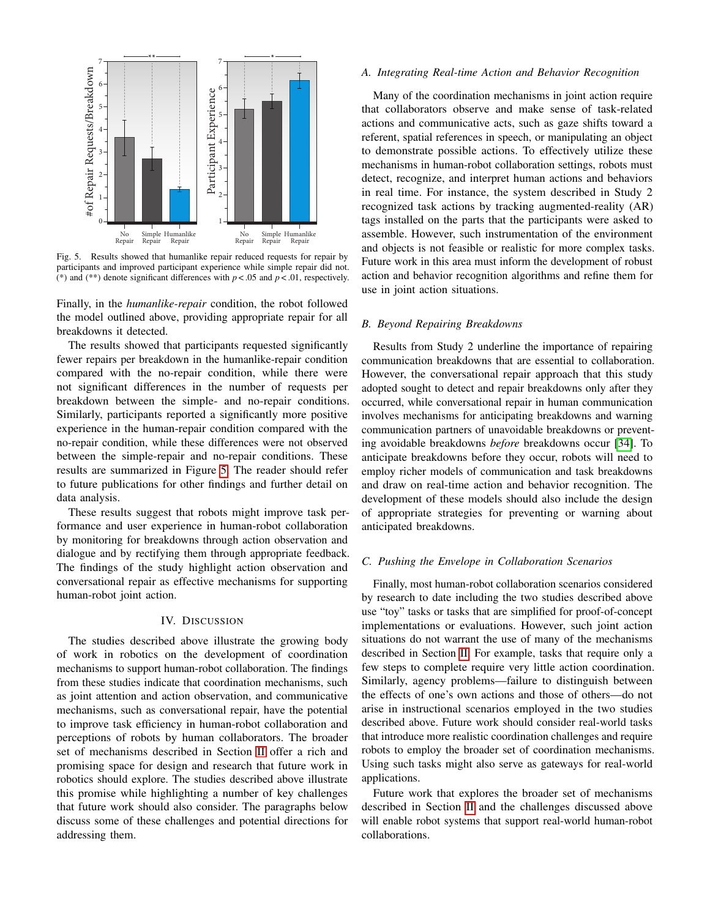Fig. 5. Results showed that humanlike repair reduced requests for repair by participants and improved participant experience while simple repair did not. (*) and (**) denote significant differences with $p < .05$ and $p < .01$, respectively.

Finally, in the *humanlike-repair* condition, the robot followed the model outlined above, providing appropriate repair for all breakdowns it detected.

The results showed that participants requested significantly fewer repairs per breakdown in the humanlike-repair condition compared with the no-repair condition, while there were not significant differences in the number of requests per breakdown between the simple- and no-repair conditions. Similarly, participants reported a significantly more positive experience in the human-repair condition compared with the no-repair condition, while these differences were not observed between the simple-repair and no-repair conditions. These results are summarized in Figure 5. The reader should refer to future publications for other findings and further detail on data analysis.

These results suggest that robots might improve task performance and user experience in human-robot collaboration by monitoring for breakdowns through action observation and dialogue and by rectifying them through appropriate feedback. The findings of the study highlight action observation and conversational repair as effective mechanisms for supporting human-robot joint action.

## IV. Discussion

The studies described above illustrate the growing body of work in robotics on the development of coordination mechanisms to support human-robot collaboration. The findings from these studies indicate that coordination mechanisms, such as joint attention and action observation, and communicative mechanisms, such as conversational repair, have the potential to improve task efficiency in human-robot collaboration and perceptions of robots by human collaborators. The broader set of mechanisms described in Section II offer a rich and promising space for design and research that future work in robotics should explore. The studies described above illustrate this promise while highlighting a number of key challenges that future work should also consider. The paragraphs below discuss some of these challenges and potential directions for addressing them.

### *A. Integrating Real-time Action and Behavior Recognition*

Many of the coordination mechanisms in joint action require that collaborators observe and make sense of task-related actions and communicative acts, such as gaze shifts toward a referent, spatial references in speech, or manipulating an object to demonstrate possible actions. To effectively utilize these mechanisms in human-robot collaboration settings, robots must detect, recognize, and interpret human actions and behaviors in real time. For instance, the system described in Study 2 recognized task actions by tracking augmented-reality (AR) tags installed on the parts that the participants were asked to assemble. However, such instrumentation of the environment and objects is not feasible or realistic for more complex tasks. Future work in this area must inform the development of robust action and behavior recognition algorithms and refine them for use in joint action situations.

### *B. Beyond Repairing Breakdowns*

Results from Study 2 underline the importance of repairing communication breakdowns that are essential to collaboration. However, the conversational repair approach that this study adopted sought to detect and repair breakdowns only after they occurred, while conversational repair in human communication involves mechanisms for anticipating breakdowns and warning communication partners of unavoidable breakdowns or preventing avoidable breakdowns *before* breakdowns occur [34]. To anticipate breakdowns before they occur, robots will need to employ richer models of communication and task breakdowns and draw on real-time action and behavior recognition. The development of these models should also include the design of appropriate strategies for preventing or warning about anticipated breakdowns.

### *C. Pushing the Envelope in Collaboration Scenarios*

Finally, most human-robot collaboration scenarios considered by research to date including the two studies described above use "toy" tasks or tasks that are simplified for proof-of-concept implementations or evaluations. However, such joint action situations do not warrant the use of many of the mechanisms described in Section II. For example, tasks that require only a few steps to complete require very little action coordination. Similarly, agency problems—failure to distinguish between the effects of one's own actions and those of others—do not arise in instructional scenarios employed in the two studies described above. Future work should consider real-world tasks that introduce more realistic coordination challenges and require robots to employ the broader set of coordination mechanisms. Using such tasks might also serve as gateways for real-world applications.

Future work that explores the broader set of mechanisms described in Section II and the challenges discussed above will enable robot systems that support real-world human-robot collaborations.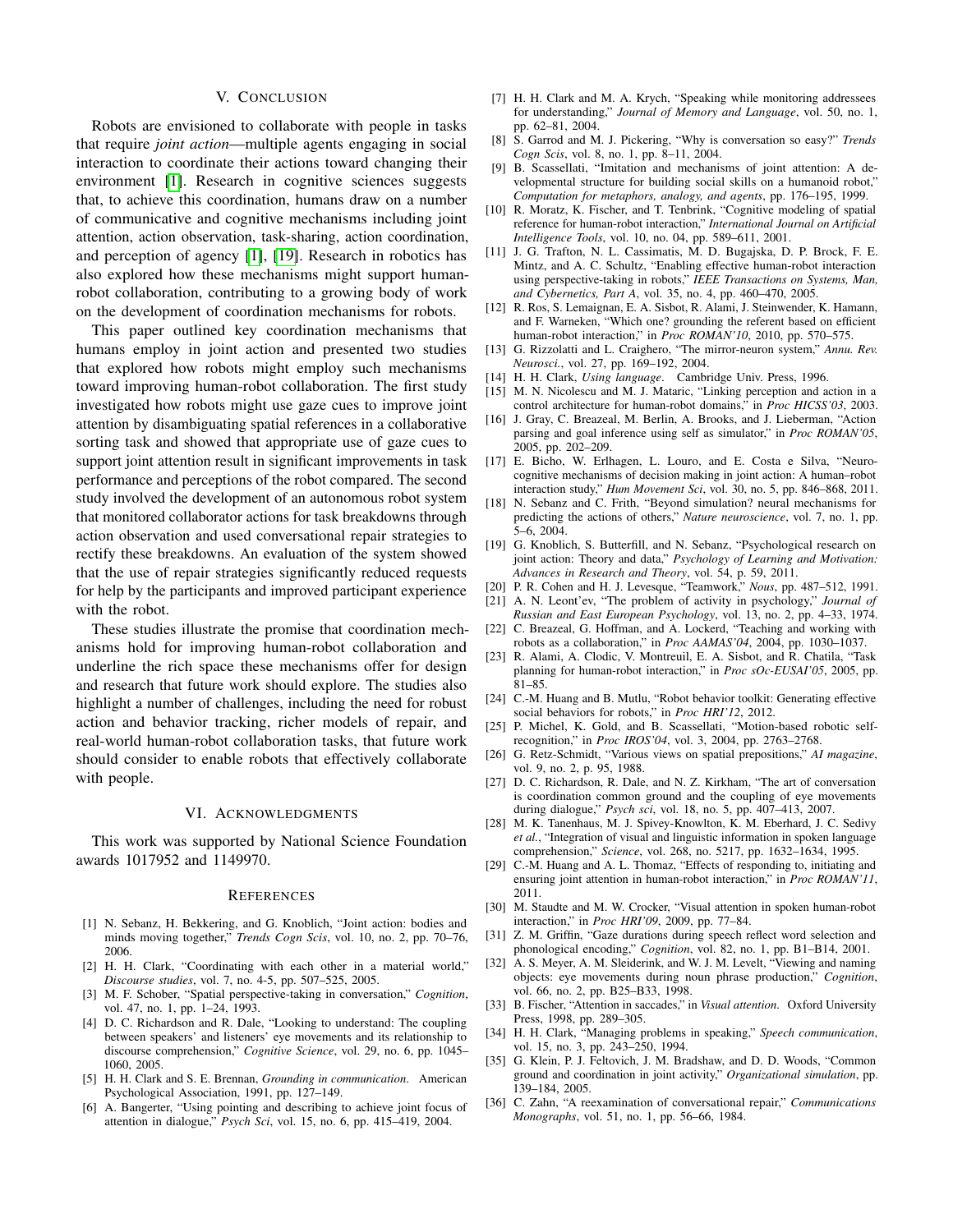## V. Conclusion

Robots are envisioned to collaborate with people in tasks that require *joint action*—multiple agents engaging in social interaction to coordinate their actions toward changing their environment [1]. Research in cognitive sciences suggests that, to achieve this coordination, humans draw on a number of communicative and cognitive mechanisms including joint attention, action observation, task-sharing, action coordination, and perception of agency [1], [19]. Research in robotics has also explored how these mechanisms might support human-robot collaboration, contributing to a growing body of work on the development of coordination mechanisms for robots.

This paper outlined key coordination mechanisms that humans employ in joint action and presented two studies that explored how robots might employ such mechanisms toward improving human-robot collaboration. The first study investigated how robots might use gaze cues to improve joint attention by disambiguating spatial references in a collaborative sorting task and showed that appropriate use of gaze cues to support joint attention result in significant improvements in task performance and perceptions of the robot compared. The second study involved the development of an autonomous robot system that monitored collaborator actions for task breakdowns through action observation and used conversational repair strategies to rectify these breakdowns. An evaluation of the system showed that the use of repair strategies significantly reduced requests for help by the participants and improved participant experience with the robot.

These studies illustrate the promise that coordination mechanisms hold for improving human-robot collaboration and underline the rich space these mechanisms offer for design and research that future work should explore. The studies also highlight a number of challenges, including the need for robust action and behavior tracking, richer models of repair, and real-world human-robot collaboration tasks, that future work should consider to enable robots that effectively collaborate with people.

## VI. Acknowledgments

This work was supported by National Science Foundation awards 1017952 and 1149970.

## References

[1] N. Sebanz, H. Bekkering, and G. Knoblich, "Joint action: bodies and minds moving together," *Trends Cogn Scis*, vol. 10, no. 2, pp. 70–76, 2006.

[2] H. H. Clark, "Coordinating with each other in a material world," *Discourse studies*, vol. 7, no. 4-5, pp. 507–525, 2005.

[3] M. F. Schober, "Spatial perspective-taking in conversation," *Cognition*, vol. 47, no. 1, pp. 1–24, 1993.

[4] D. C. Richardson and R. Dale, "Looking to understand: The coupling between speakers' and listeners' eye movements and its relationship to discourse comprehension," *Cognitive Science*, vol. 29, no. 6, pp. 1045–1060, 2005.

[5] H. H. Clark and S. E. Brennan, *Grounding in communication*. American Psychological Association, 1991, pp. 127–149.

[6] A. Bangerter, "Using pointing and describing to achieve joint focus of attention in dialogue," *Psych Sci*, vol. 15, no. 6, pp. 415–419, 2004.

[7] H. H. Clark and M. A. Krych, "Speaking while monitoring addressees for understanding," *Journal of Memory and Language*, vol. 50, no. 1, pp. 62–81, 2004.

[8] S. Garrod and M. J. Pickering, "Why is conversation so easy?" *Trends Cogn Scis*, vol. 8, no. 1, pp. 8–11, 2004.

[9] B. Scassellati, "Imitation and mechanisms of joint attention: A developmental structure for building social skills on a humanoid robot," *Computation for metaphors, analogy, and agents*, pp. 176–195, 1999.

[10] R. Moratz, K. Fischer, and T. Tenbrink, "Cognitive modeling of spatial reference for human-robot interaction," *International Journal on Artificial Intelligence Tools*, vol. 10, no. 04, pp. 589–611, 2001.

[11] J. G. Trafton, N. L. Cassimatis, M. D. Bugajska, D. P. Brock, F. E. Mintz, and A. C. Schultz, "Enabling effective human-robot interaction using perspective-taking in robots," *IEEE Transactions on Systems, Man, and Cybernetics, Part A*, vol. 35, no. 4, pp. 460–470, 2005.

[12] R. Ros, S. Lemaignan, E. A. Sisbot, R. Alami, J. Steinwender, K. Hamann, and F. Warneken, "Which one? grounding the referent based on efficient human-robot interaction," in *Proc ROMAN'10*, 2010, pp. 570–575.

[13] G. Rizzolatti and L. Craighero, "The mirror-neuron system," *Annu. Rev. Neurosci.*, vol. 27, pp. 169–192, 2004.

[14] H. H. Clark, *Using language*. Cambridge Univ. Press, 1996.

[15] M. N. Nicolescu and M. J. Mataric, "Linking perception and action in a control architecture for human-robot domains," in *Proc HICSS'03*, 2003.

[16] J. Gray, C. Breazeal, M. Berlin, A. Brooks, and J. Lieberman, "Action parsing and goal inference using self as simulator," in *Proc ROMAN'05*, 2005, pp. 202–209.

[17] E. Bicho, W. Erlhagen, L. Louro, and E. Costa e Silva, "Neurocognitive mechanisms of decision making in joint action: A human–robot interaction study," *Hum Movement Sci*, vol. 30, no. 5, pp. 846–868, 2011.

[18] N. Sebanz and C. Frith, "Beyond simulation? neural mechanisms for predicting the actions of others," *Nature neuroscience*, vol. 7, no. 1, pp. 5–6, 2004.

[19] G. Knoblich, S. Butterfill, and N. Sebanz, "Psychological research on joint action: Theory and data," *Psychology of Learning and Motivation: Advances in Research and Theory*, vol. 54, p. 59, 2011.

[20] P. R. Cohen and H. J. Levesque, "Teamwork," *Nous*, pp. 487–512, 1991.

[21] A. N. Leont'ev, "The problem of activity in psychology," *Journal of Russian and East European Psychology*, vol. 13, no. 2, pp. 4–33, 1974.

[22] C. Breazeal, G. Hoffman, and A. Lockerd, "Teaching and working with robots as a collaboration," in *Proc AAMAS'04*, 2004, pp. 1030–1037.

[23] R. Alami, A. Clodic, V. Montreuil, E. A. Sisbot, and R. Chatila, "Task planning for human-robot interaction," in *Proc sOc-EUSAI'05*, 2005, pp. 81–85.

[24] C.-M. Huang and B. Mutlu, "Robot behavior toolkit: Generating effective social behaviors for robots," in *Proc HRI'12*, 2012.

[25] P. Michel, K. Gold, and B. Scassellati, "Motion-based robotic self-recognition," in *Proc IROS'04*, vol. 3, 2004, pp. 2763–2768.

[26] G. Retz-Schmidt, "Various views on spatial prepositions," *AI magazine*, vol. 9, no. 2, p. 95, 1988.

[27] D. C. Richardson, R. Dale, and N. Z. Kirkham, "The art of conversation is coordination common ground and the coupling of eye movements during dialogue," *Psych sci*, vol. 18, no. 5, pp. 407–413, 2007.

[28] M. K. Tanenhaus, M. J. Spivey-Knowlton, K. M. Eberhard, J. C. Sedivy *et al.*, "Integration of visual and linguistic information in spoken language comprehension," *Science*, vol. 268, no. 5217, pp. 1632–1634, 1995.

[29] C.-M. Huang and A. L. Thomaz, "Effects of responding to, initiating and ensuring joint attention in human-robot interaction," in *Proc ROMAN'11*, 2011.

[30] M. Staudte and M. W. Crocker, "Visual attention in spoken human-robot interaction," in *Proc HRI'09*, 2009, pp. 77–84.

[31] Z. M. Griffin, "Gaze durations during speech reflect word selection and phonological encoding," *Cognition*, vol. 82, no. 1, pp. B1–B14, 2001.

[32] A. S. Meyer, A. M. Sleiderink, and W. J. M. Levelt, "Viewing and naming objects: eye movements during noun phrase production," *Cognition*, vol. 66, no. 2, pp. B25–B33, 1998.

[33] B. Fischer, "Attention in saccades," in *Visual attention*. Oxford University Press, 1998, pp. 289–305.

[34] H. H. Clark, "Managing problems in speaking," *Speech communication*, vol. 15, no. 3, pp. 243–250, 1994.

[35] G. Klein, P. J. Feltovich, J. M. Bradshaw, and D. D. Woods, "Common ground and coordination in joint activity," *Organizational simulation*, pp. 139–184, 2005.

[36] C. Zahn, "A reexamination of conversational repair," *Communications Monographs*, vol. 51, no. 1, pp. 56–66, 1984.